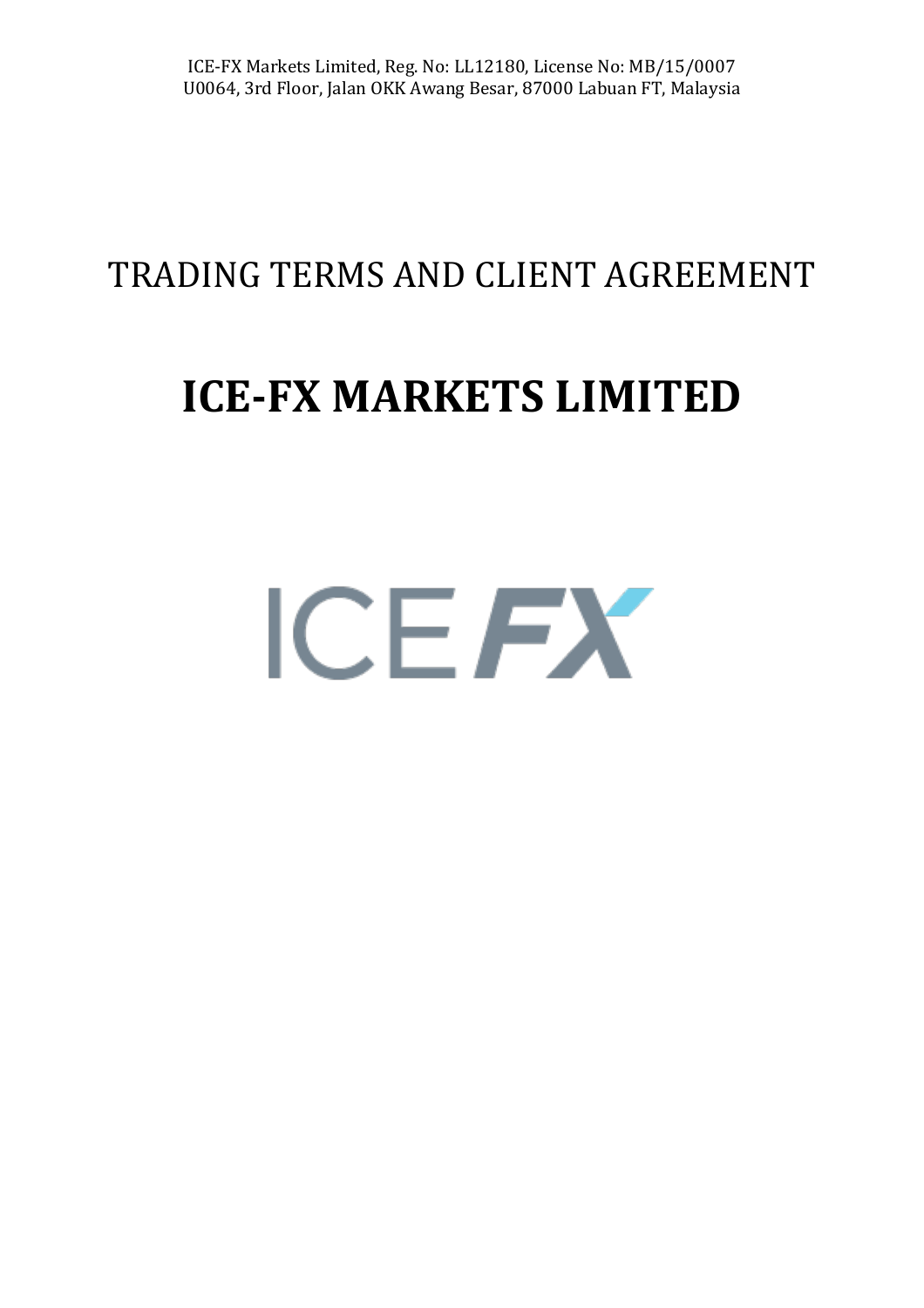ICE-FX Markets Limited, Reg. No: LL12180, License No: MB/15/0007
U0064, 3rd Floor, Jalan OKK Awang Besar, 87000 Labuan FT, Malaysia

# TRADING TERMS AND CLIENT AGREEMENT

# ICE-FX MARKETS LIMITED

ICE FX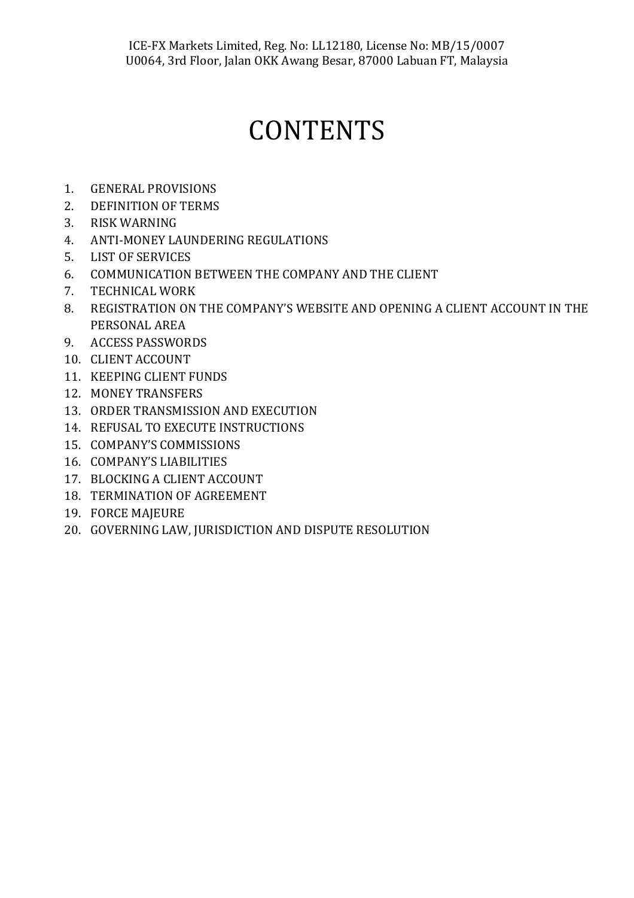# CONTENTS

1. GENERAL PROVISIONS
2. DEFINITION OF TERMS
3. RISK WARNING
4. ANTI-MONEY LAUNDERING REGULATIONS
5. LIST OF SERVICES
6. COMMUNICATION BETWEEN THE COMPANY AND THE CLIENT
7. TECHNICAL WORK
8. REGISTRATION ON THE COMPANY'S WEBSITE AND OPENING A CLIENT ACCOUNT IN THE PERSONAL AREA
9. ACCESS PASSWORDS
10. CLIENT ACCOUNT
11. KEEPING CLIENT FUNDS
12. MONEY TRANSFERS
13. ORDER TRANSMISSION AND EXECUTION
14. REFUSAL TO EXECUTE INSTRUCTIONS
15. COMPANY'S COMMISSIONS
16. COMPANY'S LIABILITIES
17. BLOCKING A CLIENT ACCOUNT
18. TERMINATION OF AGREEMENT
19. FORCE MAJEURE
20. GOVERNING LAW, JURISDICTION AND DISPUTE RESOLUTION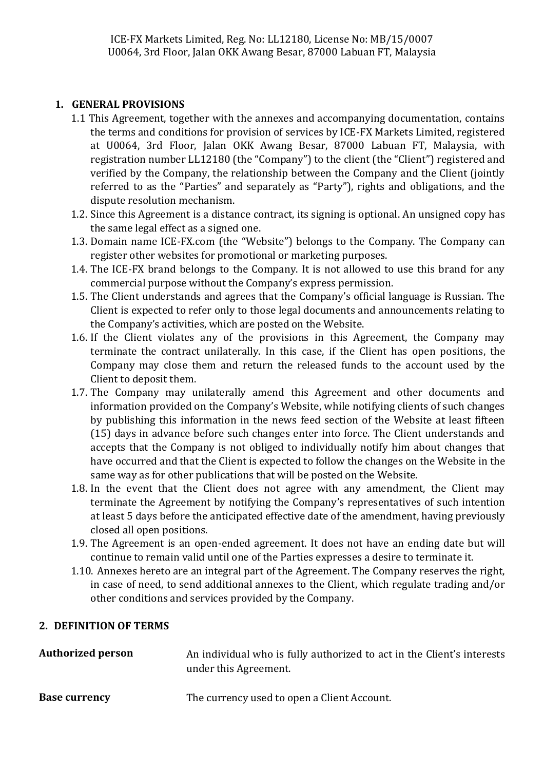ICE-FX Markets Limited, Reg. No: LL12180, License No: MB/15/0007
U0064, 3rd Floor, Jalan OKK Awang Besar, 87000 Labuan FT, Malaysia

## 1. GENERAL PROVISIONS

1.1 This Agreement, together with the annexes and accompanying documentation, contains the terms and conditions for provision of services by ICE-FX Markets Limited, registered at U0064, 3rd Floor, Jalan OKK Awang Besar, 87000 Labuan FT, Malaysia, with registration number LL12180 (the "Company") to the client (the "Client") registered and verified by the Company, the relationship between the Company and the Client (jointly referred to as the "Parties" and separately as "Party"), rights and obligations, and the dispute resolution mechanism.

1.2. Since this Agreement is a distance contract, its signing is optional. An unsigned copy has the same legal effect as a signed one.

1.3. Domain name ICE-FX.com (the "Website") belongs to the Company. The Company can register other websites for promotional or marketing purposes.

1.4. The ICE-FX brand belongs to the Company. It is not allowed to use this brand for any commercial purpose without the Company's express permission.

1.5. The Client understands and agrees that the Company's official language is Russian. The Client is expected to refer only to those legal documents and announcements relating to the Company's activities, which are posted on the Website.

1.6. If the Client violates any of the provisions in this Agreement, the Company may terminate the contract unilaterally. In this case, if the Client has open positions, the Company may close them and return the released funds to the account used by the Client to deposit them.

1.7. The Company may unilaterally amend this Agreement and other documents and information provided on the Company's Website, while notifying clients of such changes by publishing this information in the news feed section of the Website at least fifteen (15) days in advance before such changes enter into force. The Client understands and accepts that the Company is not obliged to individually notify him about changes that have occurred and that the Client is expected to follow the changes on the Website in the same way as for other publications that will be posted on the Website.

1.8. In the event that the Client does not agree with any amendment, the Client may terminate the Agreement by notifying the Company's representatives of such intention at least 5 days before the anticipated effective date of the amendment, having previously closed all open positions.

1.9. The Agreement is an open-ended agreement. It does not have an ending date but will continue to remain valid until one of the Parties expresses a desire to terminate it.

1.10. Annexes hereto are an integral part of the Agreement. The Company reserves the right, in case of need, to send additional annexes to the Client, which regulate trading and/or other conditions and services provided by the Company.

## 2. DEFINITION OF TERMS

**Authorized person** — An individual who is fully authorized to act in the Client's interests under this Agreement.

**Base currency** — The currency used to open a Client Account.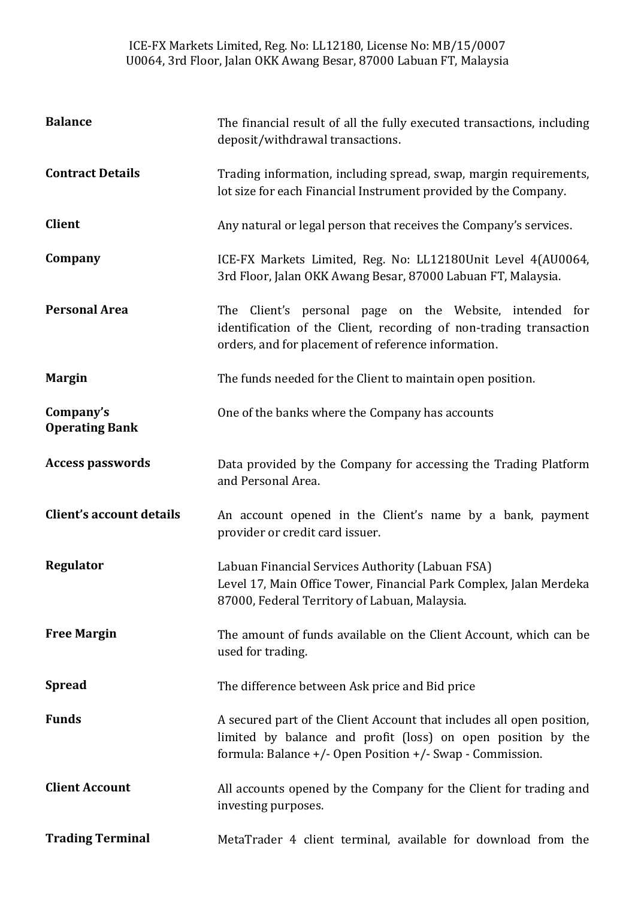| | |
|---|---|
| **Balance** | The financial result of all the fully executed transactions, including deposit/withdrawal transactions. |
| **Contract Details** | Trading information, including spread, swap, margin requirements, lot size for each Financial Instrument provided by the Company. |
| **Client** | Any natural or legal person that receives the Company's services. |
| **Company** | ICE-FX Markets Limited, Reg. No: LL12180Unit Level 4(AU0064, 3rd Floor, Jalan OKK Awang Besar, 87000 Labuan FT, Malaysia. |
| **Personal Area** | The Client's personal page on the Website, intended for identification of the Client, recording of non-trading transaction orders, and for placement of reference information. |
| **Margin** | The funds needed for the Client to maintain open position. |
| **Company's Operating Bank** | One of the banks where the Company has accounts |
| **Access passwords** | Data provided by the Company for accessing the Trading Platform and Personal Area. |
| **Client's account details** | An account opened in the Client's name by a bank, payment provider or credit card issuer. |
| **Regulator** | Labuan Financial Services Authority (Labuan FSA) Level 17, Main Office Tower, Financial Park Complex, Jalan Merdeka 87000, Federal Territory of Labuan, Malaysia. |
| **Free Margin** | The amount of funds available on the Client Account, which can be used for trading. |
| **Spread** | The difference between Ask price and Bid price |
| **Funds** | A secured part of the Client Account that includes all open position, limited by balance and profit (loss) on open position by the formula: Balance +/- Open Position +/- Swap - Commission. |
| **Client Account** | All accounts opened by the Company for the Client for trading and investing purposes. |
| **Trading Terminal** | MetaTrader 4 client terminal, available for download from the |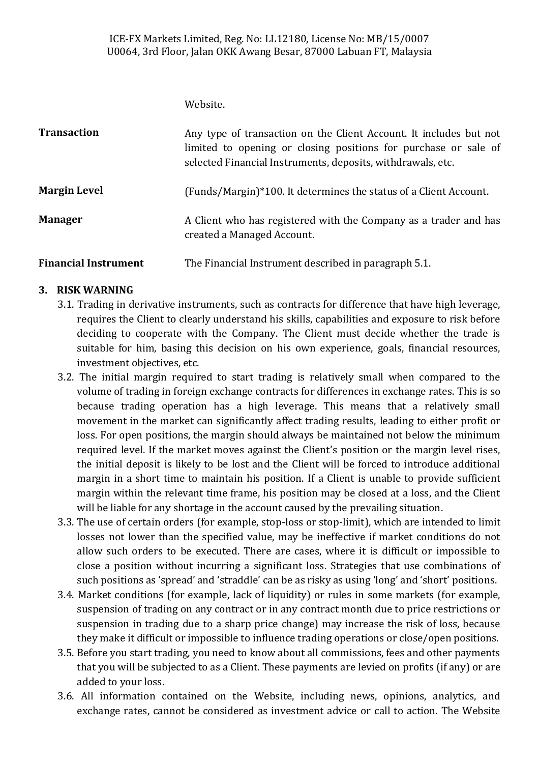| | |
|---|---|
| | Website. |
| **Transaction** | Any type of transaction on the Client Account. It includes but not limited to opening or closing positions for purchase or sale of selected Financial Instruments, deposits, withdrawals, etc. |
| **Margin Level** | (Funds/Margin)*100. It determines the status of a Client Account. |
| **Manager** | A Client who has registered with the Company as a trader and has created a Managed Account. |
| **Financial Instrument** | The Financial Instrument described in paragraph 5.1. |

## 3. RISK WARNING

3.1. Trading in derivative instruments, such as contracts for difference that have high leverage, requires the Client to clearly understand his skills, capabilities and exposure to risk before deciding to cooperate with the Company. The Client must decide whether the trade is suitable for him, basing this decision on his own experience, goals, financial resources, investment objectives, etc.

3.2. The initial margin required to start trading is relatively small when compared to the volume of trading in foreign exchange contracts for differences in exchange rates. This is so because trading operation has a high leverage. This means that a relatively small movement in the market can significantly affect trading results, leading to either profit or loss. For open positions, the margin should always be maintained not below the minimum required level. If the market moves against the Client's position or the margin level rises, the initial deposit is likely to be lost and the Client will be forced to introduce additional margin in a short time to maintain his position. If a Client is unable to provide sufficient margin within the relevant time frame, his position may be closed at a loss, and the Client will be liable for any shortage in the account caused by the prevailing situation.

3.3. The use of certain orders (for example, stop-loss or stop-limit), which are intended to limit losses not lower than the specified value, may be ineffective if market conditions do not allow such orders to be executed. There are cases, where it is difficult or impossible to close a position without incurring a significant loss. Strategies that use combinations of such positions as 'spread' and 'straddle' can be as risky as using 'long' and 'short' positions.

3.4. Market conditions (for example, lack of liquidity) or rules in some markets (for example, suspension of trading on any contract or in any contract month due to price restrictions or suspension in trading due to a sharp price change) may increase the risk of loss, because they make it difficult or impossible to influence trading operations or close/open positions.

3.5. Before you start trading, you need to know about all commissions, fees and other payments that you will be subjected to as a Client. These payments are levied on profits (if any) or are added to your loss.

3.6. All information contained on the Website, including news, opinions, analytics, and exchange rates, cannot be considered as investment advice or call to action. The Website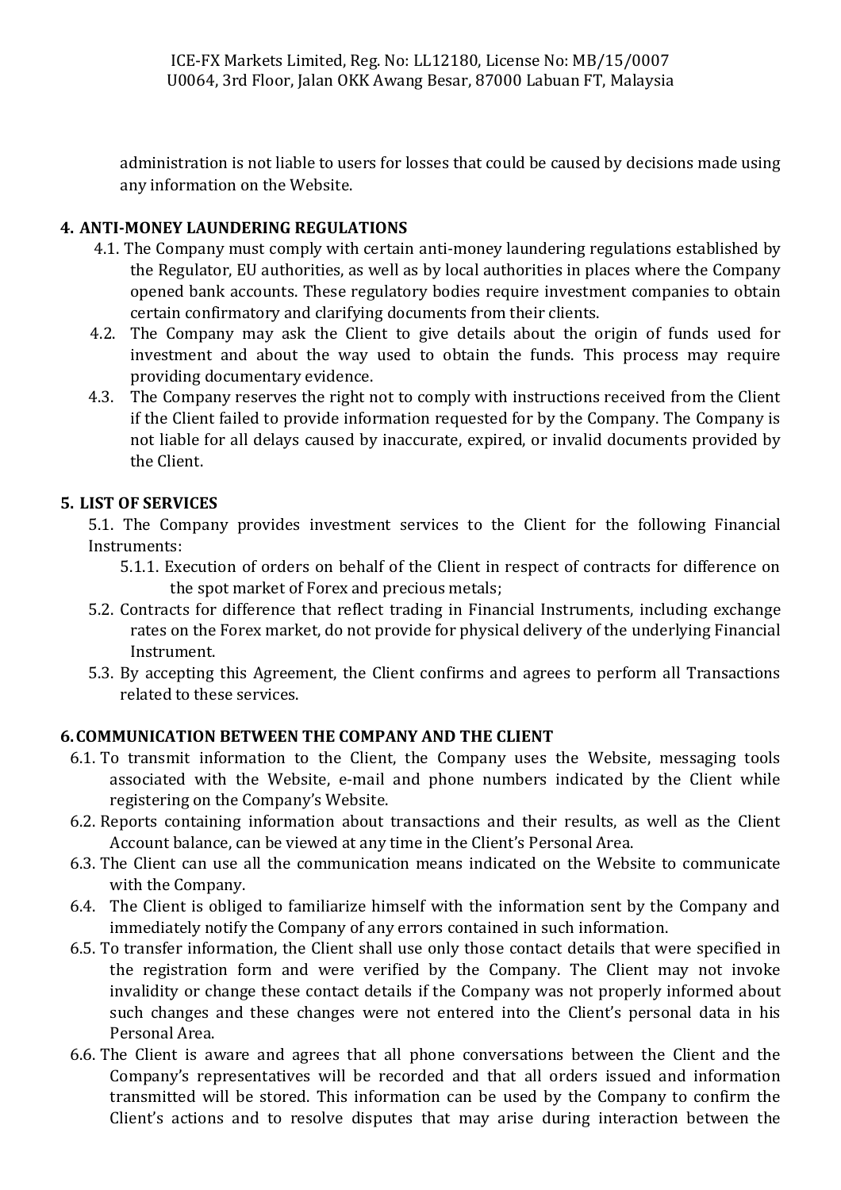administration is not liable to users for losses that could be caused by decisions made using any information on the Website.

## 4. ANTI-MONEY LAUNDERING REGULATIONS

4.1. The Company must comply with certain anti-money laundering regulations established by the Regulator, EU authorities, as well as by local authorities in places where the Company opened bank accounts. These regulatory bodies require investment companies to obtain certain confirmatory and clarifying documents from their clients.

4.2. The Company may ask the Client to give details about the origin of funds used for investment and about the way used to obtain the funds. This process may require providing documentary evidence.

4.3. The Company reserves the right not to comply with instructions received from the Client if the Client failed to provide information requested for by the Company. The Company is not liable for all delays caused by inaccurate, expired, or invalid documents provided by the Client.

## 5. LIST OF SERVICES

5.1. The Company provides investment services to the Client for the following Financial Instruments:

5.1.1. Execution of orders on behalf of the Client in respect of contracts for difference on the spot market of Forex and precious metals;

5.2. Contracts for difference that reflect trading in Financial Instruments, including exchange rates on the Forex market, do not provide for physical delivery of the underlying Financial Instrument.

5.3. By accepting this Agreement, the Client confirms and agrees to perform all Transactions related to these services.

## 6. COMMUNICATION BETWEEN THE COMPANY AND THE CLIENT

6.1. To transmit information to the Client, the Company uses the Website, messaging tools associated with the Website, e-mail and phone numbers indicated by the Client while registering on the Company's Website.

6.2. Reports containing information about transactions and their results, as well as the Client Account balance, can be viewed at any time in the Client's Personal Area.

6.3. The Client can use all the communication means indicated on the Website to communicate with the Company.

6.4. The Client is obliged to familiarize himself with the information sent by the Company and immediately notify the Company of any errors contained in such information.

6.5. To transfer information, the Client shall use only those contact details that were specified in the registration form and were verified by the Company. The Client may not invoke invalidity or change these contact details if the Company was not properly informed about such changes and these changes were not entered into the Client's personal data in his Personal Area.

6.6. The Client is aware and agrees that all phone conversations between the Client and the Company's representatives will be recorded and that all orders issued and information transmitted will be stored. This information can be used by the Company to confirm the Client's actions and to resolve disputes that may arise during interaction between the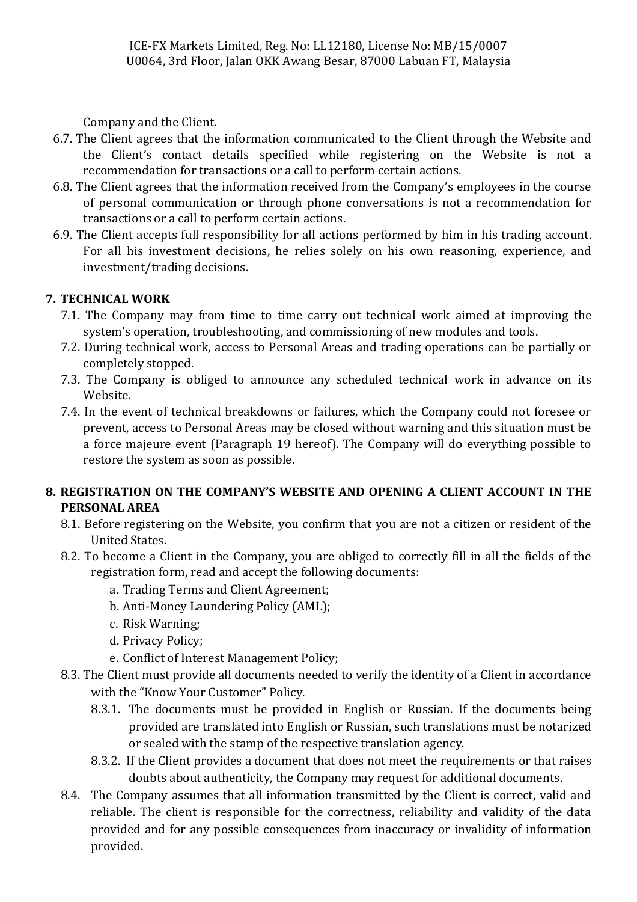Company and the Client.

6.7. The Client agrees that the information communicated to the Client through the Website and the Client's contact details specified while registering on the Website is not a recommendation for transactions or a call to perform certain actions.

6.8. The Client agrees that the information received from the Company's employees in the course of personal communication or through phone conversations is not a recommendation for transactions or a call to perform certain actions.

6.9. The Client accepts full responsibility for all actions performed by him in his trading account. For all his investment decisions, he relies solely on his own reasoning, experience, and investment/trading decisions.

## 7. TECHNICAL WORK

7.1. The Company may from time to time carry out technical work aimed at improving the system's operation, troubleshooting, and commissioning of new modules and tools.

7.2. During technical work, access to Personal Areas and trading operations can be partially or completely stopped.

7.3. The Company is obliged to announce any scheduled technical work in advance on its Website.

7.4. In the event of technical breakdowns or failures, which the Company could not foresee or prevent, access to Personal Areas may be closed without warning and this situation must be a force majeure event (Paragraph 19 hereof). The Company will do everything possible to restore the system as soon as possible.

## 8. REGISTRATION ON THE COMPANY'S WEBSITE AND OPENING A CLIENT ACCOUNT IN THE PERSONAL AREA

8.1. Before registering on the Website, you confirm that you are not a citizen or resident of the United States.

8.2. To become a Client in the Company, you are obliged to correctly fill in all the fields of the registration form, read and accept the following documents:

a. Trading Terms and Client Agreement;
b. Anti-Money Laundering Policy (AML);
c. Risk Warning;
d. Privacy Policy;
e. Conflict of Interest Management Policy;

8.3. The Client must provide all documents needed to verify the identity of a Client in accordance with the "Know Your Customer" Policy.

8.3.1. The documents must be provided in English or Russian. If the documents being provided are translated into English or Russian, such translations must be notarized or sealed with the stamp of the respective translation agency.

8.3.2. If the Client provides a document that does not meet the requirements or that raises doubts about authenticity, the Company may request for additional documents.

8.4. The Company assumes that all information transmitted by the Client is correct, valid and reliable. The client is responsible for the correctness, reliability and validity of the data provided and for any possible consequences from inaccuracy or invalidity of information provided.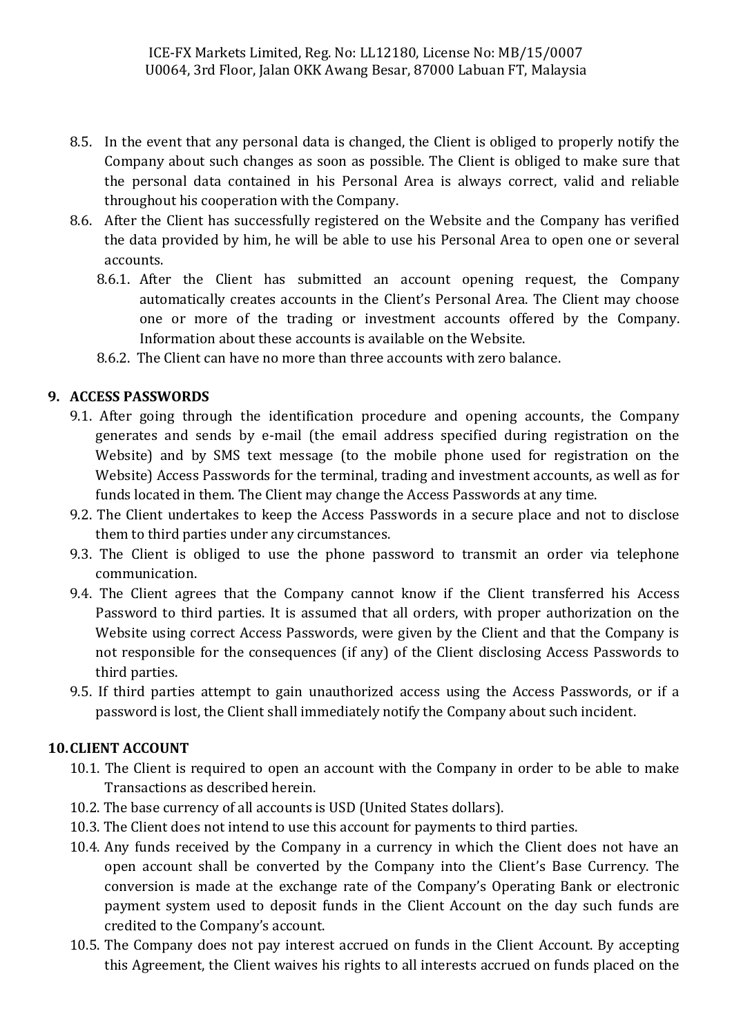8.5. In the event that any personal data is changed, the Client is obliged to properly notify the Company about such changes as soon as possible. The Client is obliged to make sure that the personal data contained in his Personal Area is always correct, valid and reliable throughout his cooperation with the Company.

8.6. After the Client has successfully registered on the Website and the Company has verified the data provided by him, he will be able to use his Personal Area to open one or several accounts.

8.6.1. After the Client has submitted an account opening request, the Company automatically creates accounts in the Client's Personal Area. The Client may choose one or more of the trading or investment accounts offered by the Company. Information about these accounts is available on the Website.

8.6.2. The Client can have no more than three accounts with zero balance.

## 9. ACCESS PASSWORDS

9.1. After going through the identification procedure and opening accounts, the Company generates and sends by e-mail (the email address specified during registration on the Website) and by SMS text message (to the mobile phone used for registration on the Website) Access Passwords for the terminal, trading and investment accounts, as well as for funds located in them. The Client may change the Access Passwords at any time.

9.2. The Client undertakes to keep the Access Passwords in a secure place and not to disclose them to third parties under any circumstances.

9.3. The Client is obliged to use the phone password to transmit an order via telephone communication.

9.4. The Client agrees that the Company cannot know if the Client transferred his Access Password to third parties. It is assumed that all orders, with proper authorization on the Website using correct Access Passwords, were given by the Client and that the Company is not responsible for the consequences (if any) of the Client disclosing Access Passwords to third parties.

9.5. If third parties attempt to gain unauthorized access using the Access Passwords, or if a password is lost, the Client shall immediately notify the Company about such incident.

## 10. CLIENT ACCOUNT

10.1. The Client is required to open an account with the Company in order to be able to make Transactions as described herein.

10.2. The base currency of all accounts is USD (United States dollars).

10.3. The Client does not intend to use this account for payments to third parties.

10.4. Any funds received by the Company in a currency in which the Client does not have an open account shall be converted by the Company into the Client's Base Currency. The conversion is made at the exchange rate of the Company's Operating Bank or electronic payment system used to deposit funds in the Client Account on the day such funds are credited to the Company's account.

10.5. The Company does not pay interest accrued on funds in the Client Account. By accepting this Agreement, the Client waives his rights to all interests accrued on funds placed on the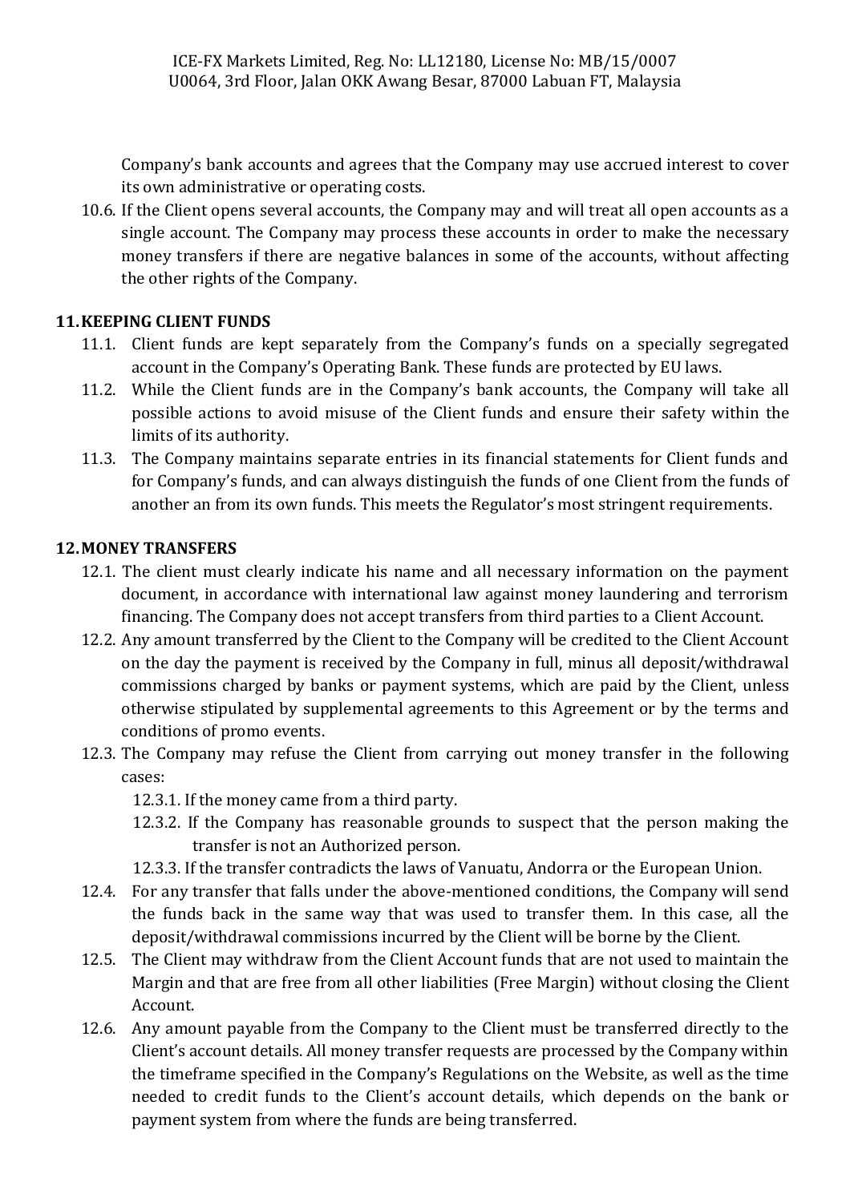Company's bank accounts and agrees that the Company may use accrued interest to cover its own administrative or operating costs.

10.6. If the Client opens several accounts, the Company may and will treat all open accounts as a single account. The Company may process these accounts in order to make the necessary money transfers if there are negative balances in some of the accounts, without affecting the other rights of the Company.

## 11. KEEPING CLIENT FUNDS

11.1. Client funds are kept separately from the Company's funds on a specially segregated account in the Company's Operating Bank. These funds are protected by EU laws.

11.2. While the Client funds are in the Company's bank accounts, the Company will take all possible actions to avoid misuse of the Client funds and ensure their safety within the limits of its authority.

11.3. The Company maintains separate entries in its financial statements for Client funds and for Company's funds, and can always distinguish the funds of one Client from the funds of another an from its own funds. This meets the Regulator's most stringent requirements.

## 12. MONEY TRANSFERS

12.1. The client must clearly indicate his name and all necessary information on the payment document, in accordance with international law against money laundering and terrorism financing. The Company does not accept transfers from third parties to a Client Account.

12.2. Any amount transferred by the Client to the Company will be credited to the Client Account on the day the payment is received by the Company in full, minus all deposit/withdrawal commissions charged by banks or payment systems, which are paid by the Client, unless otherwise stipulated by supplemental agreements to this Agreement or by the terms and conditions of promo events.

12.3. The Company may refuse the Client from carrying out money transfer in the following cases:

12.3.1. If the money came from a third party.

12.3.2. If the Company has reasonable grounds to suspect that the person making the transfer is not an Authorized person.

12.3.3. If the transfer contradicts the laws of Vanuatu, Andorra or the European Union.

12.4. For any transfer that falls under the above-mentioned conditions, the Company will send the funds back in the same way that was used to transfer them. In this case, all the deposit/withdrawal commissions incurred by the Client will be borne by the Client.

12.5. The Client may withdraw from the Client Account funds that are not used to maintain the Margin and that are free from all other liabilities (Free Margin) without closing the Client Account.

12.6. Any amount payable from the Company to the Client must be transferred directly to the Client's account details. All money transfer requests are processed by the Company within the timeframe specified in the Company's Regulations on the Website, as well as the time needed to credit funds to the Client's account details, which depends on the bank or payment system from where the funds are being transferred.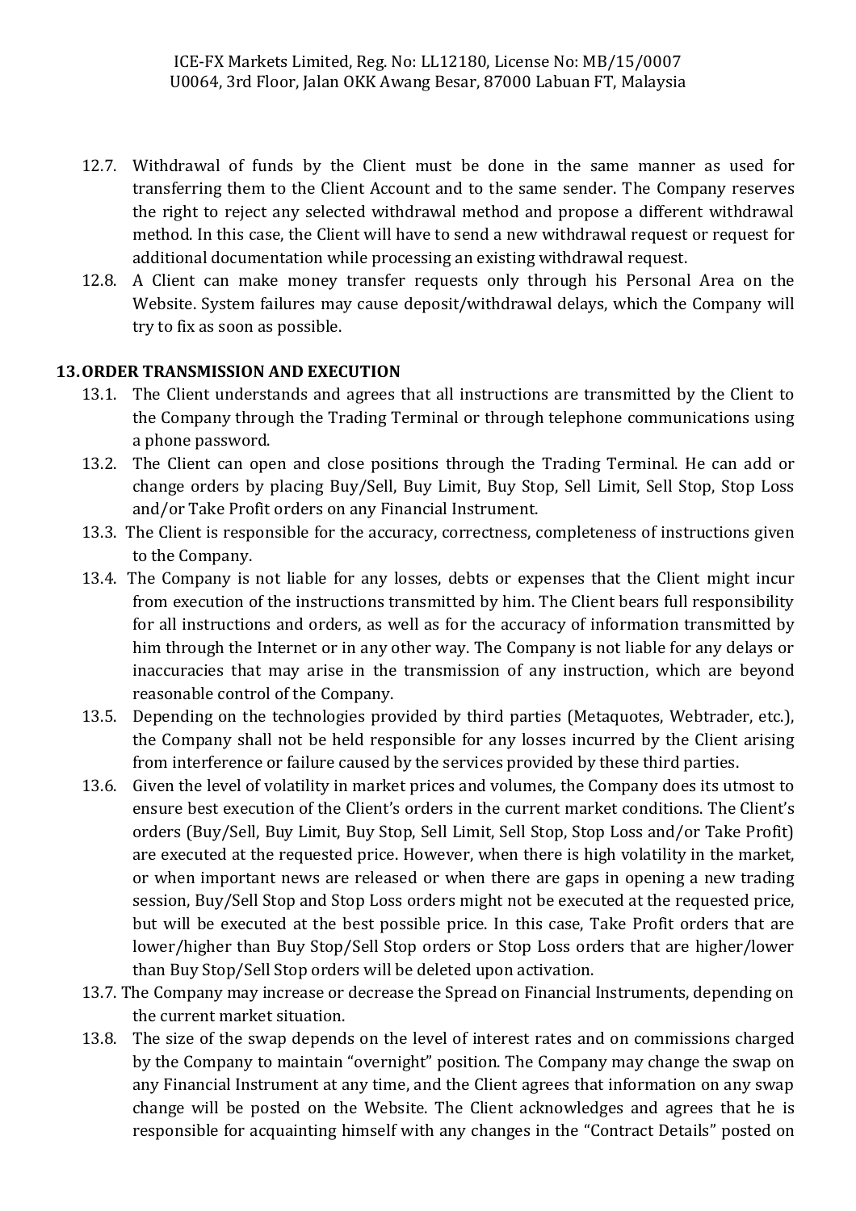12.7. Withdrawal of funds by the Client must be done in the same manner as used for transferring them to the Client Account and to the same sender. The Company reserves the right to reject any selected withdrawal method and propose a different withdrawal method. In this case, the Client will have to send a new withdrawal request or request for additional documentation while processing an existing withdrawal request.

12.8. A Client can make money transfer requests only through his Personal Area on the Website. System failures may cause deposit/withdrawal delays, which the Company will try to fix as soon as possible.

## 13. ORDER TRANSMISSION AND EXECUTION

13.1. The Client understands and agrees that all instructions are transmitted by the Client to the Company through the Trading Terminal or through telephone communications using a phone password.

13.2. The Client can open and close positions through the Trading Terminal. He can add or change orders by placing Buy/Sell, Buy Limit, Buy Stop, Sell Limit, Sell Stop, Stop Loss and/or Take Profit orders on any Financial Instrument.

13.3. The Client is responsible for the accuracy, correctness, completeness of instructions given to the Company.

13.4. The Company is not liable for any losses, debts or expenses that the Client might incur from execution of the instructions transmitted by him. The Client bears full responsibility for all instructions and orders, as well as for the accuracy of information transmitted by him through the Internet or in any other way. The Company is not liable for any delays or inaccuracies that may arise in the transmission of any instruction, which are beyond reasonable control of the Company.

13.5. Depending on the technologies provided by third parties (Metaquotes, Webtrader, etc.), the Company shall not be held responsible for any losses incurred by the Client arising from interference or failure caused by the services provided by these third parties.

13.6. Given the level of volatility in market prices and volumes, the Company does its utmost to ensure best execution of the Client's orders in the current market conditions. The Client's orders (Buy/Sell, Buy Limit, Buy Stop, Sell Limit, Sell Stop, Stop Loss and/or Take Profit) are executed at the requested price. However, when there is high volatility in the market, or when important news are released or when there are gaps in opening a new trading session, Buy/Sell Stop and Stop Loss orders might not be executed at the requested price, but will be executed at the best possible price. In this case, Take Profit orders that are lower/higher than Buy Stop/Sell Stop orders or Stop Loss orders that are higher/lower than Buy Stop/Sell Stop orders will be deleted upon activation.

13.7. The Company may increase or decrease the Spread on Financial Instruments, depending on the current market situation.

13.8. The size of the swap depends on the level of interest rates and on commissions charged by the Company to maintain "overnight" position. The Company may change the swap on any Financial Instrument at any time, and the Client agrees that information on any swap change will be posted on the Website. The Client acknowledges and agrees that he is responsible for acquainting himself with any changes in the "Contract Details" posted on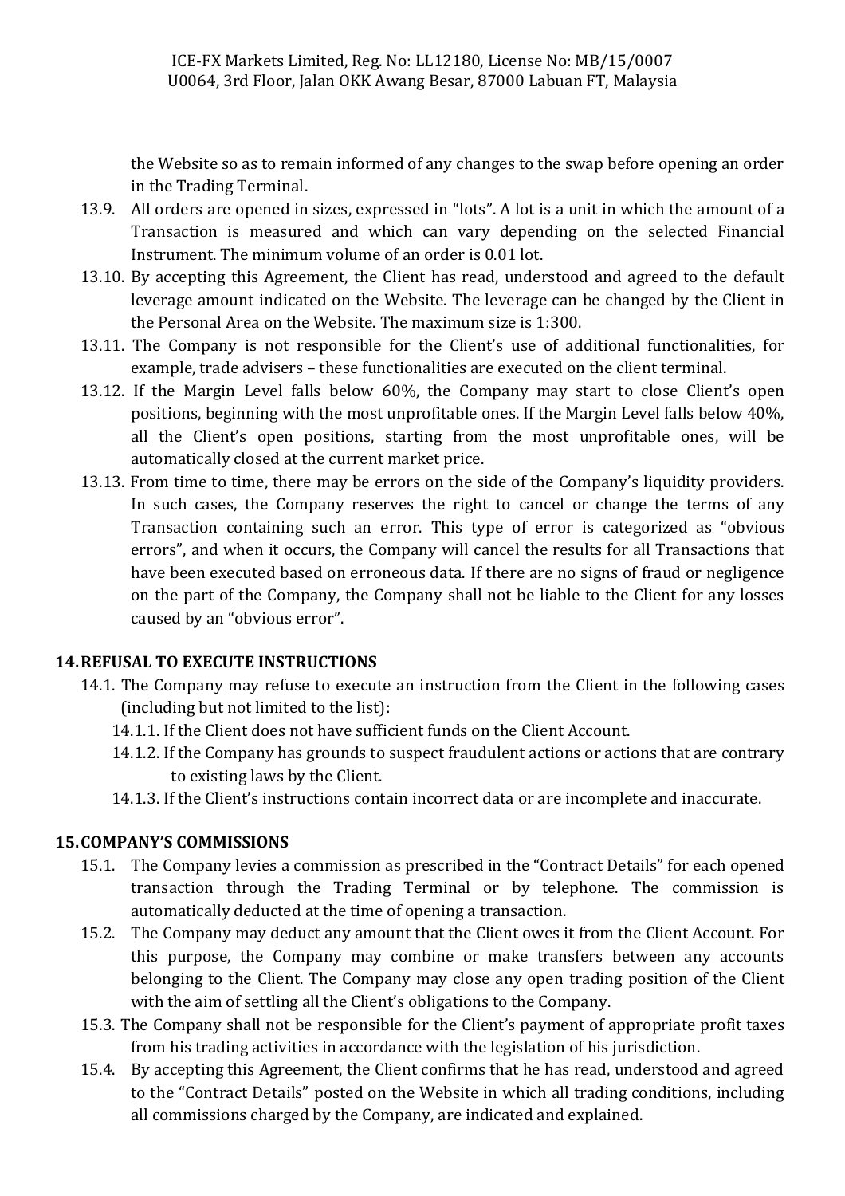the Website so as to remain informed of any changes to the swap before opening an order in the Trading Terminal.

13.9. All orders are opened in sizes, expressed in "lots". A lot is a unit in which the amount of a Transaction is measured and which can vary depending on the selected Financial Instrument. The minimum volume of an order is 0.01 lot.

13.10. By accepting this Agreement, the Client has read, understood and agreed to the default leverage amount indicated on the Website. The leverage can be changed by the Client in the Personal Area on the Website. The maximum size is 1:300.

13.11. The Company is not responsible for the Client's use of additional functionalities, for example, trade advisers – these functionalities are executed on the client terminal.

13.12. If the Margin Level falls below 60%, the Company may start to close Client's open positions, beginning with the most unprofitable ones. If the Margin Level falls below 40%, all the Client's open positions, starting from the most unprofitable ones, will be automatically closed at the current market price.

13.13. From time to time, there may be errors on the side of the Company's liquidity providers. In such cases, the Company reserves the right to cancel or change the terms of any Transaction containing such an error. This type of error is categorized as "obvious errors", and when it occurs, the Company will cancel the results for all Transactions that have been executed based on erroneous data. If there are no signs of fraud or negligence on the part of the Company, the Company shall not be liable to the Client for any losses caused by an "obvious error".

## 14. REFUSAL TO EXECUTE INSTRUCTIONS

14.1. The Company may refuse to execute an instruction from the Client in the following cases (including but not limited to the list):

14.1.1. If the Client does not have sufficient funds on the Client Account.

14.1.2. If the Company has grounds to suspect fraudulent actions or actions that are contrary to existing laws by the Client.

14.1.3. If the Client's instructions contain incorrect data or are incomplete and inaccurate.

## 15. COMPANY'S COMMISSIONS

15.1. The Company levies a commission as prescribed in the "Contract Details" for each opened transaction through the Trading Terminal or by telephone. The commission is automatically deducted at the time of opening a transaction.

15.2. The Company may deduct any amount that the Client owes it from the Client Account. For this purpose, the Company may combine or make transfers between any accounts belonging to the Client. The Company may close any open trading position of the Client with the aim of settling all the Client's obligations to the Company.

15.3. The Company shall not be responsible for the Client's payment of appropriate profit taxes from his trading activities in accordance with the legislation of his jurisdiction.

15.4. By accepting this Agreement, the Client confirms that he has read, understood and agreed to the "Contract Details" posted on the Website in which all trading conditions, including all commissions charged by the Company, are indicated and explained.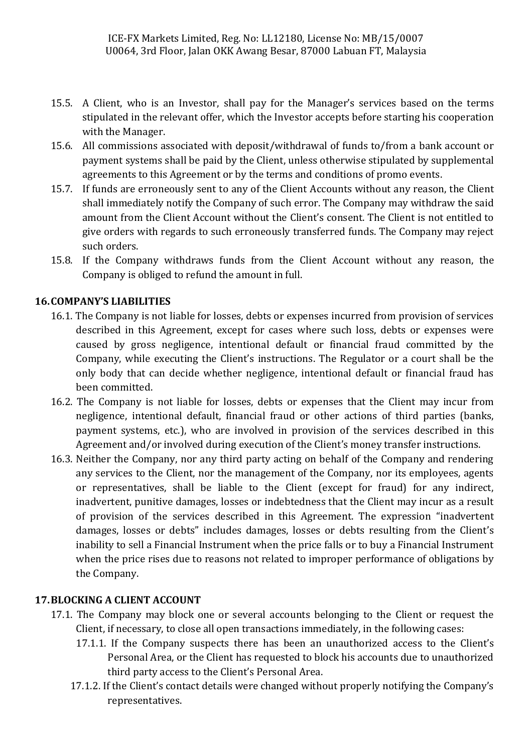15.5. A Client, who is an Investor, shall pay for the Manager's services based on the terms stipulated in the relevant offer, which the Investor accepts before starting his cooperation with the Manager.

15.6. All commissions associated with deposit/withdrawal of funds to/from a bank account or payment systems shall be paid by the Client, unless otherwise stipulated by supplemental agreements to this Agreement or by the terms and conditions of promo events.

15.7. If funds are erroneously sent to any of the Client Accounts without any reason, the Client shall immediately notify the Company of such error. The Company may withdraw the said amount from the Client Account without the Client's consent. The Client is not entitled to give orders with regards to such erroneously transferred funds. The Company may reject such orders.

15.8. If the Company withdraws funds from the Client Account without any reason, the Company is obliged to refund the amount in full.

## 16. COMPANY'S LIABILITIES

16.1. The Company is not liable for losses, debts or expenses incurred from provision of services described in this Agreement, except for cases where such loss, debts or expenses were caused by gross negligence, intentional default or financial fraud committed by the Company, while executing the Client's instructions. The Regulator or a court shall be the only body that can decide whether negligence, intentional default or financial fraud has been committed.

16.2. The Company is not liable for losses, debts or expenses that the Client may incur from negligence, intentional default, financial fraud or other actions of third parties (banks, payment systems, etc.), who are involved in provision of the services described in this Agreement and/or involved during execution of the Client's money transfer instructions.

16.3. Neither the Company, nor any third party acting on behalf of the Company and rendering any services to the Client, nor the management of the Company, nor its employees, agents or representatives, shall be liable to the Client (except for fraud) for any indirect, inadvertent, punitive damages, losses or indebtedness that the Client may incur as a result of provision of the services described in this Agreement. The expression "inadvertent damages, losses or debts" includes damages, losses or debts resulting from the Client's inability to sell a Financial Instrument when the price falls or to buy a Financial Instrument when the price rises due to reasons not related to improper performance of obligations by the Company.

## 17. BLOCKING A CLIENT ACCOUNT

17.1. The Company may block one or several accounts belonging to the Client or request the Client, if necessary, to close all open transactions immediately, in the following cases:

- 17.1.1. If the Company suspects there has been an unauthorized access to the Client's Personal Area, or the Client has requested to block his accounts due to unauthorized third party access to the Client's Personal Area.
- 17.1.2. If the Client's contact details were changed without properly notifying the Company's representatives.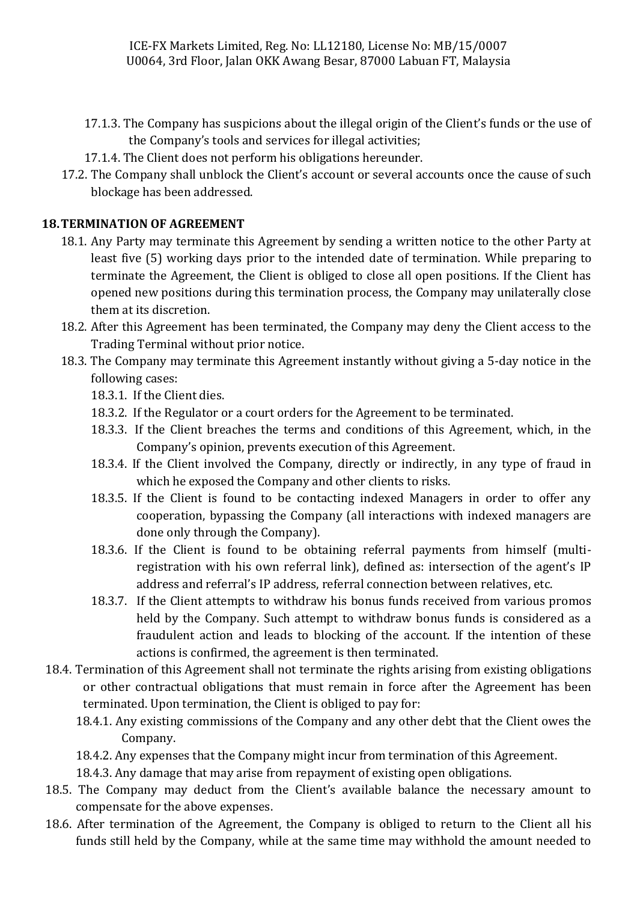17.1.3. The Company has suspicions about the illegal origin of the Client's funds or the use of the Company's tools and services for illegal activities;

17.1.4. The Client does not perform his obligations hereunder.

17.2. The Company shall unblock the Client's account or several accounts once the cause of such blockage has been addressed.

## 18. TERMINATION OF AGREEMENT

18.1. Any Party may terminate this Agreement by sending a written notice to the other Party at least five (5) working days prior to the intended date of termination. While preparing to terminate the Agreement, the Client is obliged to close all open positions. If the Client has opened new positions during this termination process, the Company may unilaterally close them at its discretion.

18.2. After this Agreement has been terminated, the Company may deny the Client access to the Trading Terminal without prior notice.

18.3. The Company may terminate this Agreement instantly without giving a 5-day notice in the following cases:

18.3.1. If the Client dies.

18.3.2. If the Regulator or a court orders for the Agreement to be terminated.

18.3.3. If the Client breaches the terms and conditions of this Agreement, which, in the Company's opinion, prevents execution of this Agreement.

18.3.4. If the Client involved the Company, directly or indirectly, in any type of fraud in which he exposed the Company and other clients to risks.

18.3.5. If the Client is found to be contacting indexed Managers in order to offer any cooperation, bypassing the Company (all interactions with indexed managers are done only through the Company).

18.3.6. If the Client is found to be obtaining referral payments from himself (multi-registration with his own referral link), defined as: intersection of the agent's IP address and referral's IP address, referral connection between relatives, etc.

18.3.7. If the Client attempts to withdraw his bonus funds received from various promos held by the Company. Such attempt to withdraw bonus funds is considered as a fraudulent action and leads to blocking of the account. If the intention of these actions is confirmed, the agreement is then terminated.

18.4. Termination of this Agreement shall not terminate the rights arising from existing obligations or other contractual obligations that must remain in force after the Agreement has been terminated. Upon termination, the Client is obliged to pay for:

18.4.1. Any existing commissions of the Company and any other debt that the Client owes the Company.

18.4.2. Any expenses that the Company might incur from termination of this Agreement.

18.4.3. Any damage that may arise from repayment of existing open obligations.

18.5. The Company may deduct from the Client's available balance the necessary amount to compensate for the above expenses.

18.6. After termination of the Agreement, the Company is obliged to return to the Client all his funds still held by the Company, while at the same time may withhold the amount needed to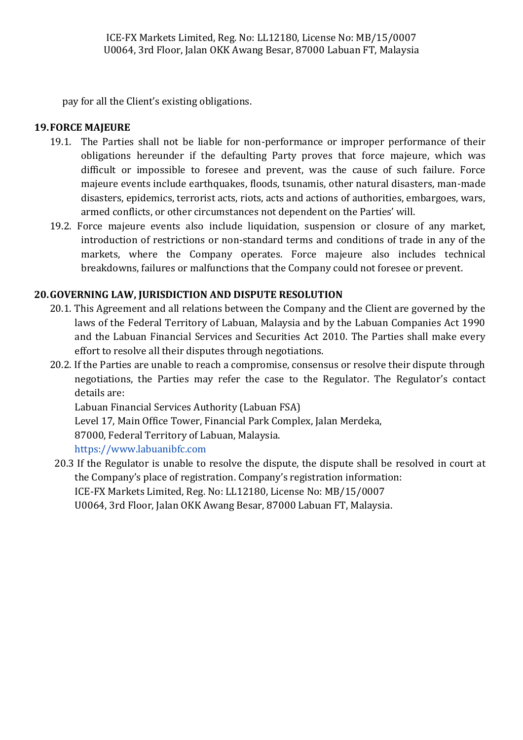pay for all the Client's existing obligations.

## 19. FORCE MAJEURE

19.1. The Parties shall not be liable for non-performance or improper performance of their obligations hereunder if the defaulting Party proves that force majeure, which was difficult or impossible to foresee and prevent, was the cause of such failure. Force majeure events include earthquakes, floods, tsunamis, other natural disasters, man-made disasters, epidemics, terrorist acts, riots, acts and actions of authorities, embargoes, wars, armed conflicts, or other circumstances not dependent on the Parties' will.

19.2. Force majeure events also include liquidation, suspension or closure of any market, introduction of restrictions or non-standard terms and conditions of trade in any of the markets, where the Company operates. Force majeure also includes technical breakdowns, failures or malfunctions that the Company could not foresee or prevent.

## 20. GOVERNING LAW, JURISDICTION AND DISPUTE RESOLUTION

20.1. This Agreement and all relations between the Company and the Client are governed by the laws of the Federal Territory of Labuan, Malaysia and by the Labuan Companies Act 1990 and the Labuan Financial Services and Securities Act 2010. The Parties shall make every effort to resolve all their disputes through negotiations.

20.2. If the Parties are unable to reach a compromise, consensus or resolve their dispute through negotiations, the Parties may refer the case to the Regulator. The Regulator's contact details are:

Labuan Financial Services Authority (Labuan FSA)
Level 17, Main Office Tower, Financial Park Complex, Jalan Merdeka,
87000, Federal Territory of Labuan, Malaysia.
https://www.labuanibfc.com

20.3 If the Regulator is unable to resolve the dispute, the dispute shall be resolved in court at the Company's place of registration. Company's registration information:
ICE-FX Markets Limited, Reg. No: LL12180, License No: MB/15/0007
U0064, 3rd Floor, Jalan OKK Awang Besar, 87000 Labuan FT, Malaysia.